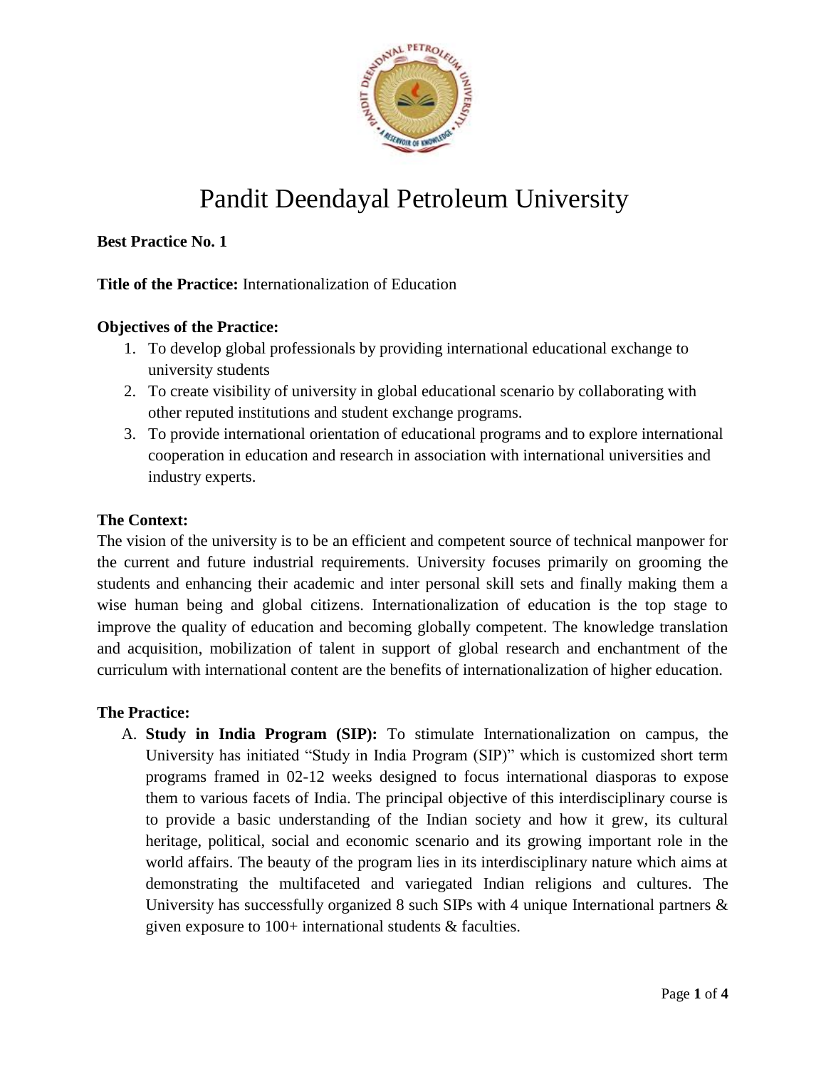# Pandit Deendayal Petroleum University

**Best Practice No. 1**

**Title of the Practice:** Internationalization of Education

**Objectives of the Practice:**

1. To develop global professionals by providing international educational exchange to university students
2. To create visibility of university in global educational scenario by collaborating with other reputed institutions and student exchange programs.
3. To provide international orientation of educational programs and to explore international cooperation in education and research in association with international universities and industry experts.

**The Context:**

The vision of the university is to be an efficient and competent source of technical manpower for the current and future industrial requirements. University focuses primarily on grooming the students and enhancing their academic and inter personal skill sets and finally making them a wise human being and global citizens. Internationalization of education is the top stage to improve the quality of education and becoming globally competent. The knowledge translation and acquisition, mobilization of talent in support of global research and enchantment of the curriculum with international content are the benefits of internationalization of higher education.

**The Practice:**

A. **Study in India Program (SIP):** To stimulate Internationalization on campus, the University has initiated "Study in India Program (SIP)" which is customized short term programs framed in 02-12 weeks designed to focus international diasporas to expose them to various facets of India. The principal objective of this interdisciplinary course is to provide a basic understanding of the Indian society and how it grew, its cultural heritage, political, social and economic scenario and its growing important role in the world affairs. The beauty of the program lies in its interdisciplinary nature which aims at demonstrating the multifaceted and variegated Indian religions and cultures. The University has successfully organized 8 such SIPs with 4 unique International partners & given exposure to 100+ international students & faculties.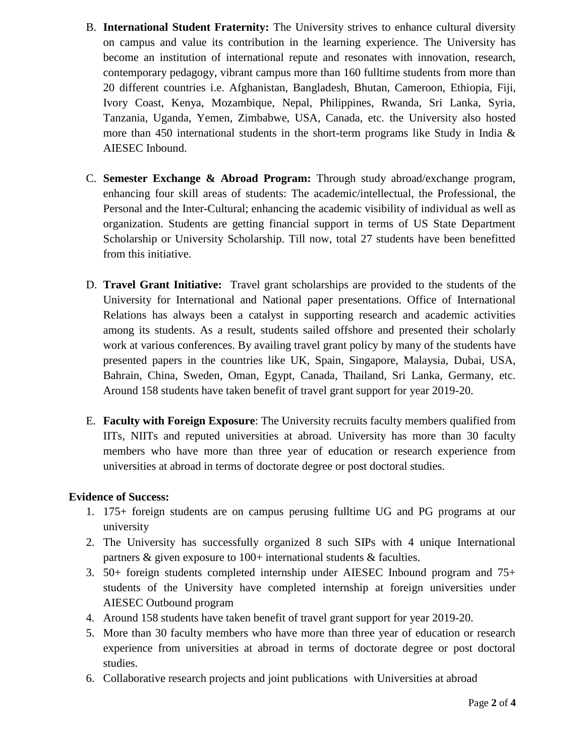B. **International Student Fraternity:** The University strives to enhance cultural diversity on campus and value its contribution in the learning experience. The University has become an institution of international repute and resonates with innovation, research, contemporary pedagogy, vibrant campus more than 160 fulltime students from more than 20 different countries i.e. Afghanistan, Bangladesh, Bhutan, Cameroon, Ethiopia, Fiji, Ivory Coast, Kenya, Mozambique, Nepal, Philippines, Rwanda, Sri Lanka, Syria, Tanzania, Uganda, Yemen, Zimbabwe, USA, Canada, etc. the University also hosted more than 450 international students in the short-term programs like Study in India & AIESEC Inbound.

C. **Semester Exchange & Abroad Program:** Through study abroad/exchange program, enhancing four skill areas of students: The academic/intellectual, the Professional, the Personal and the Inter-Cultural; enhancing the academic visibility of individual as well as organization. Students are getting financial support in terms of US State Department Scholarship or University Scholarship. Till now, total 27 students have been benefitted from this initiative.

D. **Travel Grant Initiative:** Travel grant scholarships are provided to the students of the University for International and National paper presentations. Office of International Relations has always been a catalyst in supporting research and academic activities among its students. As a result, students sailed offshore and presented their scholarly work at various conferences. By availing travel grant policy by many of the students have presented papers in the countries like UK, Spain, Singapore, Malaysia, Dubai, USA, Bahrain, China, Sweden, Oman, Egypt, Canada, Thailand, Sri Lanka, Germany, etc. Around 158 students have taken benefit of travel grant support for year 2019-20.

E. **Faculty with Foreign Exposure**: The University recruits faculty members qualified from IITs, NIITs and reputed universities at abroad. University has more than 30 faculty members who have more than three year of education or research experience from universities at abroad in terms of doctorate degree or post doctoral studies.

**Evidence of Success:**

1. 175+ foreign students are on campus perusing fulltime UG and PG programs at our university
2. The University has successfully organized 8 such SIPs with 4 unique International partners & given exposure to 100+ international students & faculties.
3. 50+ foreign students completed internship under AIESEC Inbound program and 75+ students of the University have completed internship at foreign universities under AIESEC Outbound program
4. Around 158 students have taken benefit of travel grant support for year 2019-20.
5. More than 30 faculty members who have more than three year of education or research experience from universities at abroad in terms of doctorate degree or post doctoral studies.
6. Collaborative research projects and joint publications with Universities at abroad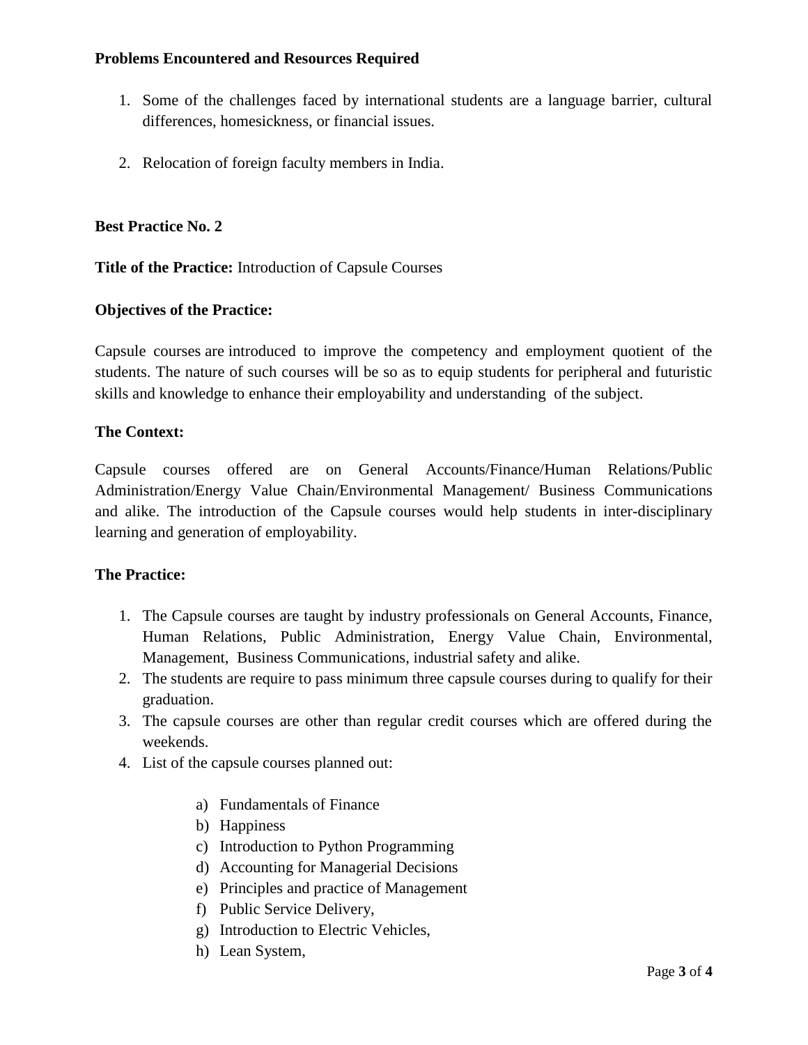**Problems Encountered and Resources Required**

1. Some of the challenges faced by international students are a language barrier, cultural differences, homesickness, or financial issues.

2. Relocation of foreign faculty members in India.

**Best Practice No. 2**

**Title of the Practice:** Introduction of Capsule Courses

**Objectives of the Practice:**

Capsule courses are introduced to improve the competency and employment quotient of the students. The nature of such courses will be so as to equip students for peripheral and futuristic skills and knowledge to enhance their employability and understanding of the subject.

**The Context:**

Capsule courses offered are on General Accounts/Finance/Human Relations/Public Administration/Energy Value Chain/Environmental Management/ Business Communications and alike. The introduction of the Capsule courses would help students in inter-disciplinary learning and generation of employability.

**The Practice:**

1. The Capsule courses are taught by industry professionals on General Accounts, Finance, Human Relations, Public Administration, Energy Value Chain, Environmental, Management, Business Communications, industrial safety and alike.
2. The students are require to pass minimum three capsule courses during to qualify for their graduation.
3. The capsule courses are other than regular credit courses which are offered during the weekends.
4. List of the capsule courses planned out:

    a) Fundamentals of Finance
    b) Happiness
    c) Introduction to Python Programming
    d) Accounting for Managerial Decisions
    e) Principles and practice of Management
    f) Public Service Delivery,
    g) Introduction to Electric Vehicles,
    h) Lean System,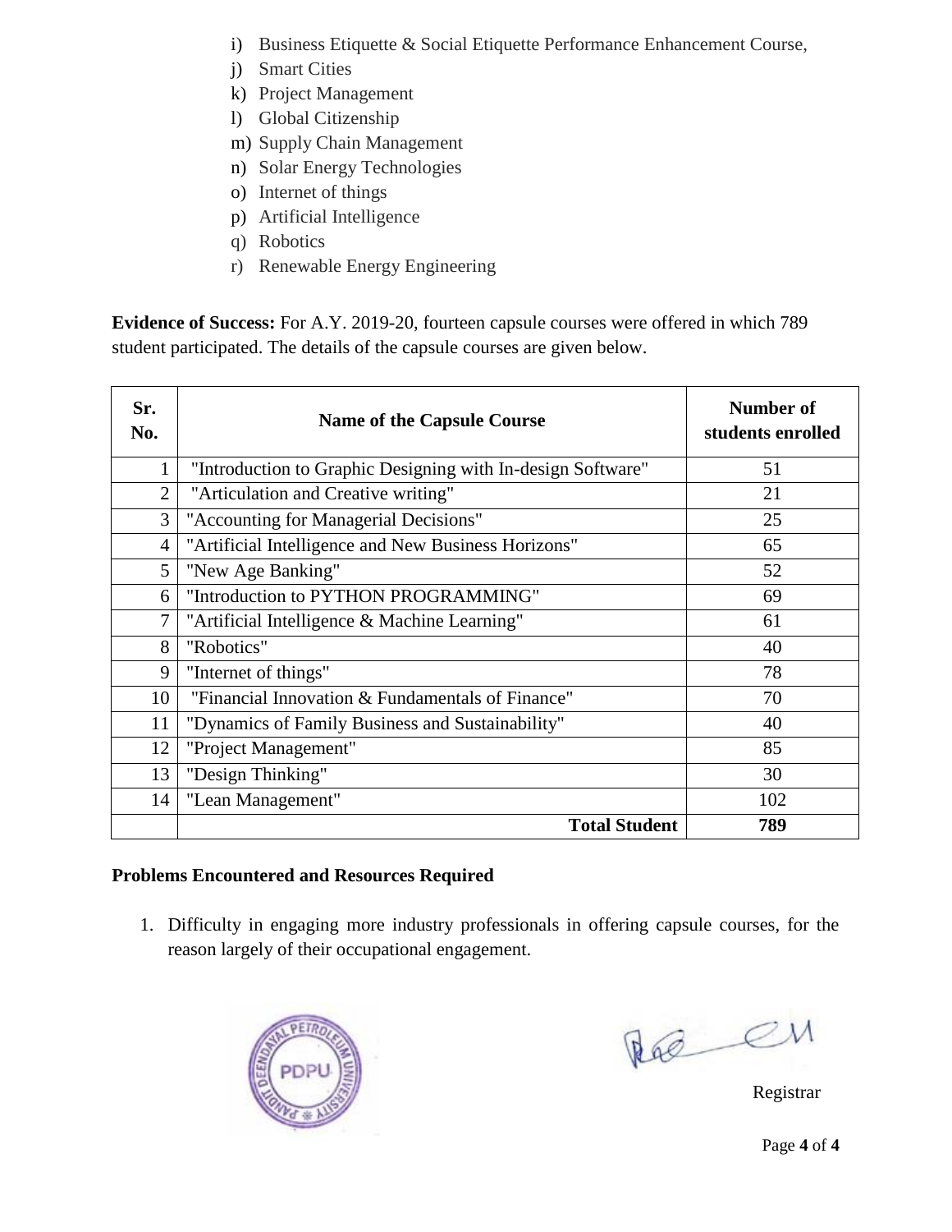i) Business Etiquette & Social Etiquette Performance Enhancement Course,
j) Smart Cities
k) Project Management
l) Global Citizenship
m) Supply Chain Management
n) Solar Energy Technologies
o) Internet of things
p) Artificial Intelligence
q) Robotics
r) Renewable Energy Engineering

**Evidence of Success:** For A.Y. 2019-20, fourteen capsule courses were offered in which 789 student participated. The details of the capsule courses are given below.

| Sr. No. | Name of the Capsule Course | Number of students enrolled |
|---|---|---|
| 1 | "Introduction to Graphic Designing with In-design Software" | 51 |
| 2 | "Articulation and Creative writing" | 21 |
| 3 | "Accounting for Managerial Decisions" | 25 |
| 4 | "Artificial Intelligence and New Business Horizons" | 65 |
| 5 | "New Age Banking" | 52 |
| 6 | "Introduction to PYTHON PROGRAMMING" | 69 |
| 7 | "Artificial Intelligence & Machine Learning" | 61 |
| 8 | "Robotics" | 40 |
| 9 | "Internet of things" | 78 |
| 10 | "Financial Innovation & Fundamentals of Finance" | 70 |
| 11 | "Dynamics of Family Business and Sustainability" | 40 |
| 12 | "Project Management" | 85 |
| 13 | "Design Thinking" | 30 |
| 14 | "Lean Management" | 102 |
| | **Total Student** | **789** |

**Problems Encountered and Resources Required**

1. Difficulty in engaging more industry professionals in offering capsule courses, for the reason largely of their occupational engagement.

Registrar